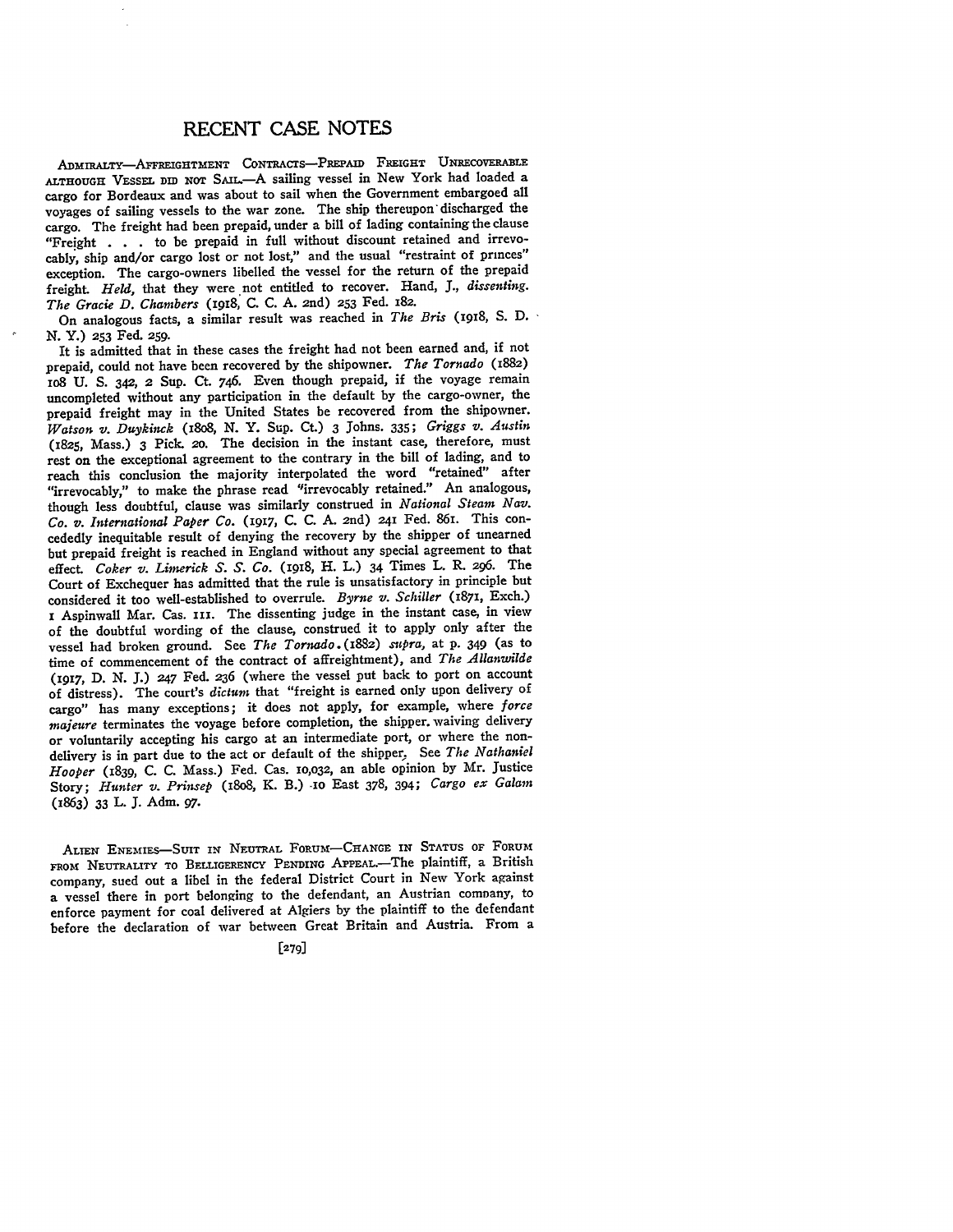# RECENT CASE NOTES

ADMIRALTY—AFFREIGHTMENT CONTRACTS—PREPAID FREIGHT UNRECOVERABLE ALTHOUGH VESSEL DID NOT SAIL.—A sailing vessel in New York had loaded a cargo for Bordeaux and was about to sail when the Government embargoed all voyages of sailing vessels to the war zone. The ship thereupon discharged the cargo. The freight had been prepaid, under a bill of lading containing the clause "Freight . . . to be prepaid in full without discount retained and irrevocably, ship and/or cargo lost or not lost," and the usual "restraint of princes" exception. The cargo-owners libelled the vessel for the return of the prepaid freight. *Held*, that they were not entitled to recover. Hand, J., *dissenting*. *The Gracie D. Chambers* (1918, C. C. A. 2nd) 253 Fed. 182.

On analogous facts, a similar result was reached in *The Bris* (1918, S. D. N. Y.) 253 Fed. 259.

It is admitted that in these cases the freight had not been earned and, if not prepaid, could not have been recovered by the shipowner. *The Tornado* (1882) 108 U. S. 342, 2 Sup. Ct. 746. Even though prepaid, if the voyage remain uncompleted without any participation in the default by the cargo-owner, the prepaid freight may in the United States be recovered from the shipowner. *Watson v. Duykinck* (1808, N. Y. Sup. Ct.) 3 Johns. 335; *Griggs v. Austin* (1825, Mass.) 3 Pick. 20. The decision in the instant case, therefore, must rest on the exceptional agreement to the contrary in the bill of lading, and to reach this conclusion the majority interpolated the word "retained" after "irrevocably," to make the phrase read "irrevocably retained." An analogous, though less doubtful, clause was similarly construed in *National Steam Nav. Co. v. International Paper Co.* (1917, C. C. A. 2nd) 241 Fed. 861. This concededly inequitable result of denying the recovery by the shipper of unearned but prepaid freight is reached in England without any special agreement to that effect. *Coker v. Limerick S. S. Co.* (1918, H. L.) 34 Times L. R. 296. The Court of Exchequer has admitted that the rule is unsatisfactory in principle but considered it too well-established to overrule. *Byrne v. Schiller* (1871, Exch.) 1 Aspinwall Mar. Cas. 111. The dissenting judge in the instant case, in view of the doubtful wording of the clause, construed it to apply only after the vessel had broken ground. See *The Tornado* (1882) *supra*, at p. 349 (as to time of commencement of the contract of affreightment), and *The Allanwilde* (1917, D. N. J.) 247 Fed. 236 (where the vessel put back to port on account of distress). The court's *dictum* that "freight is earned only upon delivery of cargo" has many exceptions; it does not apply, for example, where *force majeure* terminates the voyage before completion, the shipper waiving delivery or voluntarily accepting his cargo at an intermediate port, or where the non-delivery is in part due to the act or default of the shipper. See *The Nathaniel Hooper* (1839, C. C. Mass.) Fed. Cas. 10,032, an able opinion by Mr. Justice Story; *Hunter v. Prinsep* (1808, K. B.) 10 East 378, 394; *Cargo ex Galam* (1863) 33 L. J. Adm. 97.

ALIEN ENEMIES—SUIT IN NEUTRAL FORUM—CHANGE IN STATUS OF FORUM FROM NEUTRALITY TO BELLIGERENCY PENDING APPEAL.—The plaintiff, a British company, sued out a libel in the federal District Court in New York against a vessel there in port belonging to the defendant, an Austrian company, to enforce payment for coal delivered at Algiers by the plaintiff to the defendant before the declaration of war between Great Britain and Austria. From a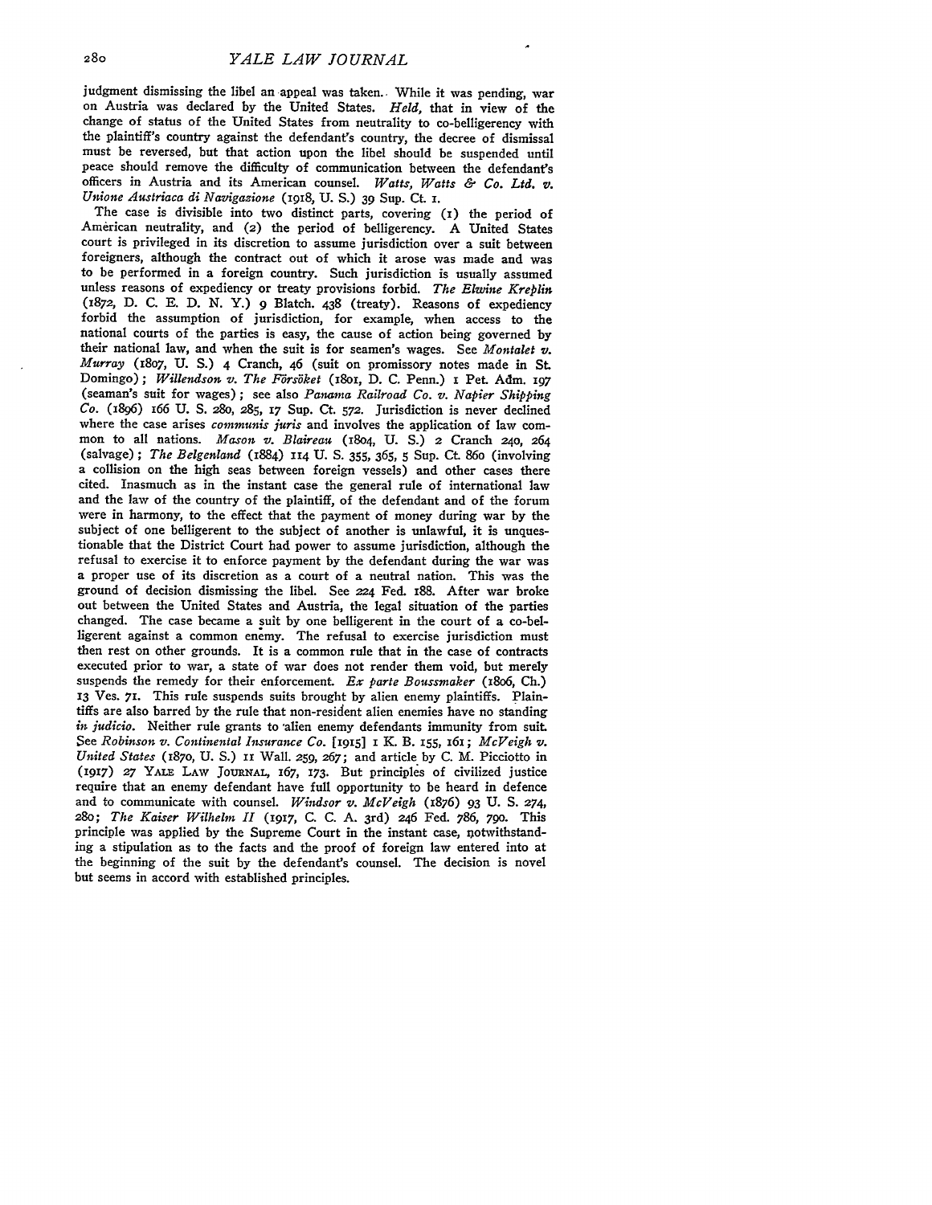judgment dismissing the libel an appeal was taken. While it was pending, war on Austria was declared by the United States. *Held,* that in view of the change of status of the United States from neutrality to co-belligerency with the plaintiff's country against the defendant's country, the decree of dismissal must be reversed, but that action upon the libel should be suspended until peace should remove the difficulty of communication between the defendant's officers in Austria and its American counsel. *Watts, Watts & Co. Ltd. v. Unione Austriaca di Navigazione* (1918, U. S.) 39 Sup. Ct. 1.

The case is divisible into two distinct parts, covering (1) the period of American neutrality, and (2) the period of belligerency. A United States court is privileged in its discretion to assume jurisdiction over a suit between foreigners, although the contract out of which it arose was made and was to be performed in a foreign country. Such jurisdiction is usually assumed unless reasons of expediency or treaty provisions forbid. *The Elwine Kreplin* (1872, D. C. E. D. N. Y.) 9 Blatch. 438 (treaty). Reasons of expediency forbid the assumption of jurisdiction, for example, when access to the national courts of the parties is easy, the cause of action being governed by their national law, and when the suit is for seamen's wages. See *Montalet v. Murray* (1807, U. S.) 4 Cranch, 46 (suit on promissory notes made in St. Domingo); *Willendson v. The Försöket* (1801, D. C. Penn.) 1 Pet. Adm. 197 (seaman's suit for wages); see also *Panama Railroad Co. v. Napier Shipping Co.* (1896) 166 U. S. 280, 285, 17 Sup. Ct. 572. Jurisdiction is never declined where the case arises *communis juris* and involves the application of law common to all nations. *Mason v. Blaireau* (1804, U. S.) 2 Cranch 240, 264 (salvage); *The Belgenland* (1884) 114 U. S. 355, 365, 5 Sup. Ct. 860 (involving a collision on the high seas between foreign vessels) and other cases there cited. Inasmuch as in the instant case the general rule of international law and the law of the country of the plaintiff, of the defendant and of the forum were in harmony, to the effect that the payment of money during war by the subject of one belligerent to the subject of another is unlawful, it is unquestionable that the District Court had power to assume jurisdiction, although the refusal to exercise it to enforce payment by the defendant during the war was a proper use of its discretion as a court of a neutral nation. This was the ground of decision dismissing the libel. See 224 Fed. 188. After war broke out between the United States and Austria, the legal situation of the parties changed. The case became a suit by one belligerent in the court of a co-belligerent against a common enemy. The refusal to exercise jurisdiction must then rest on other grounds. It is a common rule that in the case of contracts executed prior to war, a state of war does not render them void, but merely suspends the remedy for their enforcement. *Ex parte Boussmaker* (1806, Ch.) 13 Ves. 71. This rule suspends suits brought by alien enemy plaintiffs. Plaintiffs are also barred by the rule that non-resident alien enemies have no standing *in judicio*. Neither rule grants to alien enemy defendants immunity from suit. See *Robinson v. Continental Insurance Co.* [1915] 1 K. B. 155, 161; *McVeigh v. United States* (1870, U. S.) 11 Wall. 259, 267; and article by C. M. Picciotto in (1917) 27 YALE LAW JOURNAL, 167, 173. But principles of civilized justice require that an enemy defendant have full opportunity to be heard in defence and to communicate with counsel. *Windsor v. McVeigh* (1876) 93 U. S. 274, 280; *The Kaiser Wilhelm II* (1917, C. C. A. 3rd) 246 Fed. 786, 790. This principle was applied by the Supreme Court in the instant case, notwithstanding a stipulation as to the facts and the proof of foreign law entered into at the beginning of the suit by the defendant's counsel. The decision is novel but seems in accord with established principles.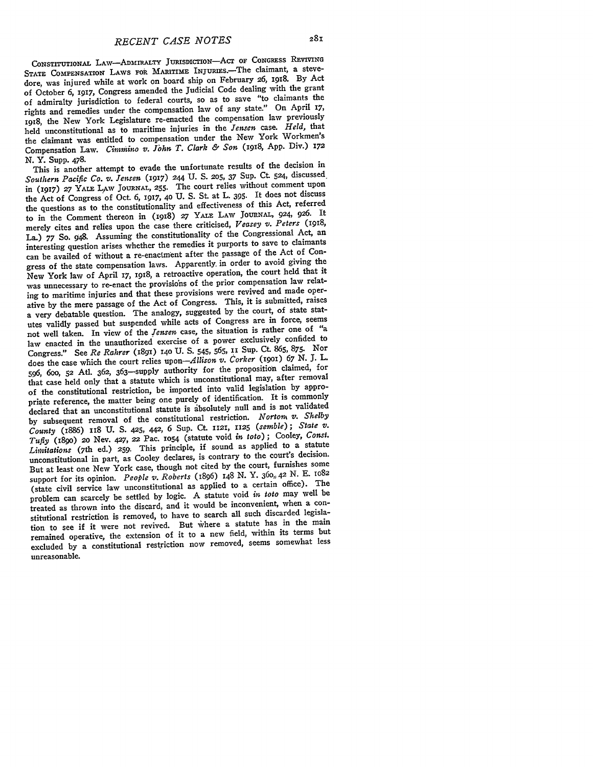CONSTITUTIONAL LAW—ADMIRALTY JURISDICTION—ACT OF CONGRESS REVIVING STATE COMPENSATION LAWS FOR MARITIME INJURIES.—The claimant, a stevedore, was injured while at work on board ship on February 26, 1918. By Act of October 6, 1917, Congress amended the Judicial Code dealing with the grant of admiralty jurisdiction to federal courts, so as to save "to claimants the rights and remedies under the compensation law of any state." On April 17, 1918, the New York Legislature re-enacted the compensation law previously held unconstitutional as to maritime injuries in the *Jensen* case. *Held*, that the claimant was entitled to compensation under the New York Workmen's Compensation Law. *Cimmino v. John T. Clark & Son* (1918, App. Div.) 172 N. Y. Supp. 478.

This is another attempt to evade the unfortunate results of the decision in *Southern Pacific Co. v. Jensen* (1917) 244 U. S. 205, 37 Sup. Ct. 524, discussed in (1917) 27 YALE LAW JOURNAL, 255. The court relies without comment upon the Act of Congress of Oct. 6, 1917, 40 U. S. St. at L. 395. It does not discuss the questions as to the constitutionality and effectiveness of this Act, referred to in the Comment thereon in (1918) 27 YALE LAW JOURNAL, 924, 926. It merely cites and relies upon the case there criticised, *Veasey v. Peters* (1918, La.) 77 So. 948. Assuming the constitutionality of the Congressional Act, an interesting question arises whether the remedies it purports to save to claimants can be availed of without a re-enactment after the passage of the Act of Congress of the state compensation laws. Apparently in order to avoid giving the New York law of April 17, 1918, a retroactive operation, the court held that it was unnecessary to re-enact the provisions of the prior compensation law relating to maritime injuries and that these provisions were revived and made operative by the mere passage of the Act of Congress. This, it is submitted, raises a very debatable question. The analogy, suggested by the court, of state statutes validly passed but suspended while acts of Congress are in force, seems not well taken. In view of the *Jensen* case, the situation is rather one of "a law enacted in the unauthorized exercise of a power exclusively confided to Congress." See *Re Rahrer* (1891) 140 U. S. 545, 565, 11 Sup. Ct. 865, 875. Nor does the case which the court relies upon—*Allison v. Corker* (1901) 67 N. J. L. 596, 600, 52 Atl. 362, 363—supply authority for the proposition claimed, for that case held only that a statute which is unconstitutional may, after removal of the constitutional restriction, be imported into valid legislation by appropriate reference, the matter being one purely of identification. It is commonly declared that an unconstitutional statute is absolutely null and is not validated by subsequent removal of the constitutional restriction. *Norton v. Shelby County* (1886) 118 U. S. 425, 442, 6 Sup. Ct. 1121, 1125 (*semble*); *State v. Tufly* (1890) 20 Nev. 427, 22 Pac. 1054 (statute void *in toto*); Cooley, *Const. Limitations* (7th ed.) 259. This principle, if sound as applied to a statute unconstitutional in part, as Cooley declares, is contrary to the court's decision. But at least one New York case, though not cited by the court, furnishes some support for its opinion. *People v. Roberts* (1896) 148 N. Y. 360, 42 N. E. 1082 (state civil service law unconstitutional as applied to a certain office). The problem can scarcely be settled by logic. A statute void *in toto* may well be treated as thrown into the discard, and it would be inconvenient, when a constitutional restriction is removed, to have to search all such discarded legislation to see if it were not revived. But where a statute has in the main remained operative, the extension of it to a new field, within its terms but excluded by a constitutional restriction now removed, seems somewhat less unreasonable.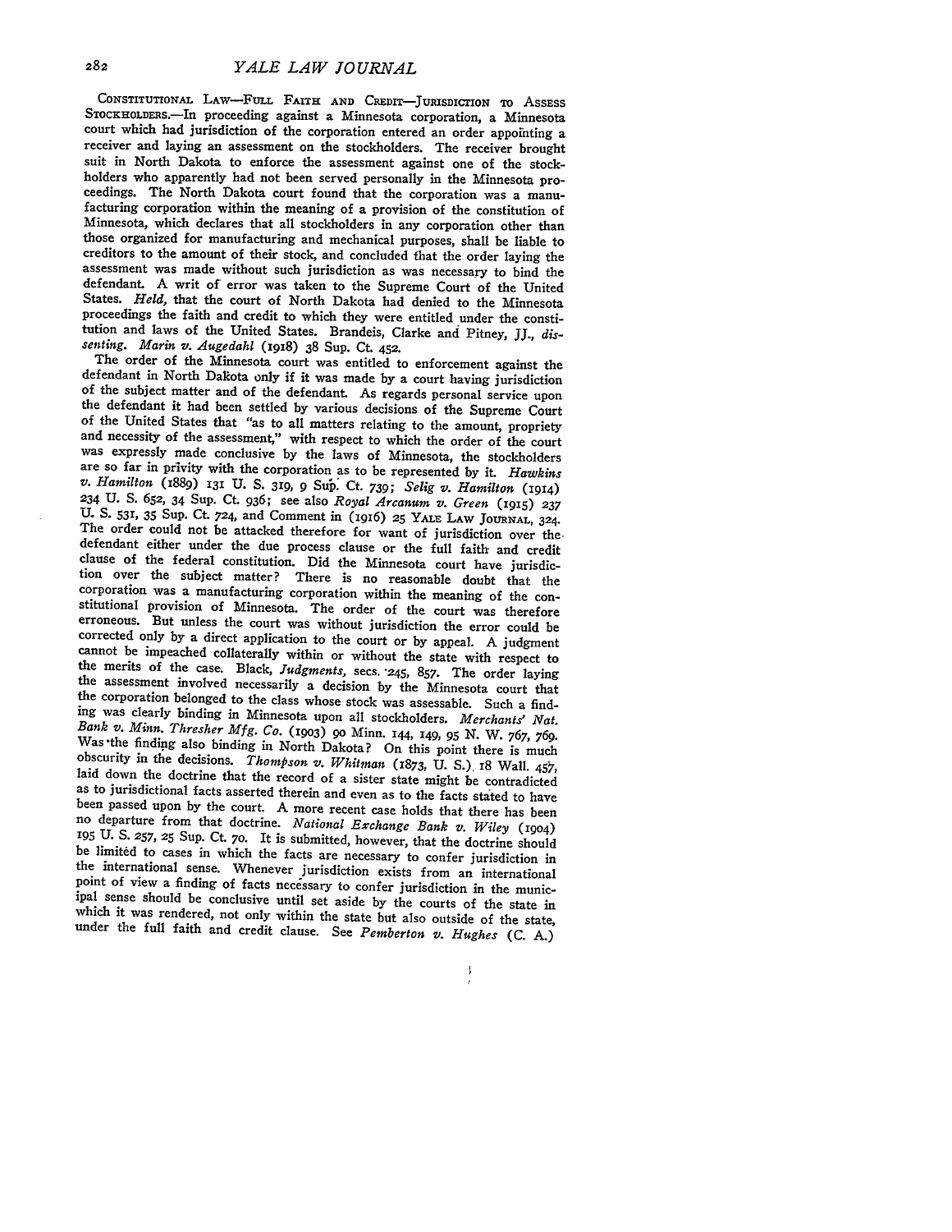CONSTITUTIONAL LAW—FULL FAITH AND CREDIT—JURISDICTION TO ASSESS STOCKHOLDERS.—In proceeding against a Minnesota corporation, a Minnesota court which had jurisdiction of the corporation entered an order appointing a receiver and laying an assessment on the stockholders. The receiver brought suit in North Dakota to enforce the assessment against one of the stockholders who apparently had not been served personally in the Minnesota proceedings. The North Dakota court found that the corporation was a manufacturing corporation within the meaning of a provision of the constitution of Minnesota, which declares that all stockholders in any corporation other than those organized for manufacturing and mechanical purposes, shall be liable to creditors to the amount of their stock, and concluded that the order laying the assessment was made without such jurisdiction as was necessary to bind the defendant. A writ of error was taken to the Supreme Court of the United States. *Held*, that the court of North Dakota had denied to the Minnesota proceedings the faith and credit to which they were entitled under the constitution and laws of the United States. Brandeis, Clarke and Pitney, JJ., *dissenting*. *Marin v. Augedahl* (1918) 38 Sup. Ct. 452.

The order of the Minnesota court was entitled to enforcement against the defendant in North Dakota only if it was made by a court having jurisdiction of the subject matter and of the defendant. As regards personal service upon the defendant it had been settled by various decisions of the Supreme Court of the United States that "as to all matters relating to the amount, propriety and necessity of the assessment," with respect to which the order of the court was expressly made conclusive by the laws of Minnesota, the stockholders are so far in privity with the corporation as to be represented by it. *Hawkins v. Hamilton* (1889) 131 U. S. 319, 9 Sup. Ct. 739; *Selig v. Hamilton* (1914) 234 U. S. 652, 34 Sup. Ct. 936; see also *Royal Arcanum v. Green* (1915) 237 U. S. 531, 35 Sup. Ct. 724, and Comment in (1916) 25 YALE LAW JOURNAL, 324. The order could not be attacked therefore for want of jurisdiction over the defendant either under the due process clause or the full faith and credit clause of the federal constitution. Did the Minnesota court have jurisdiction over the subject matter? There is no reasonable doubt that the corporation was a manufacturing corporation within the meaning of the constitutional provision of Minnesota. The order of the court was therefore erroneous. But unless the court was without jurisdiction the error could be corrected only by a direct application to the court or by appeal. A judgment cannot be impeached collaterally within or without the state with respect to the merits of the case. Black, *Judgments*, secs. 245, 857. The order laying the assessment involved necessarily a decision by the Minnesota court that the corporation belonged to the class whose stock was assessable. Such a finding was clearly binding in Minnesota upon all stockholders. *Merchants' Nat. Bank v. Minn. Thresher Mfg. Co.* (1903) 90 Minn. 144, 149, 95 N. W. 767, 769. Was the finding also binding in North Dakota? On this point there is much obscurity in the decisions. *Thompson v. Whitman* (1873, U. S.) 18 Wall. 457, laid down the doctrine that the record of a sister state might be contradicted as to jurisdictional facts asserted therein and even as to the facts stated to have been passed upon by the court. A more recent case holds that there has been no departure from that doctrine. *National Exchange Bank v. Wiley* (1904) 195 U. S. 257, 25 Sup. Ct. 70. It is submitted, however, that the doctrine should be limited to cases in which the facts are necessary to confer jurisdiction in the international sense. Whenever jurisdiction exists from an international point of view a finding of facts necessary to confer jurisdiction in the municipal sense should be conclusive until set aside by the courts of the state in which it was rendered, not only within the state but also outside of the state, under the full faith and credit clause. See *Pemberton v. Hughes* (C. A.)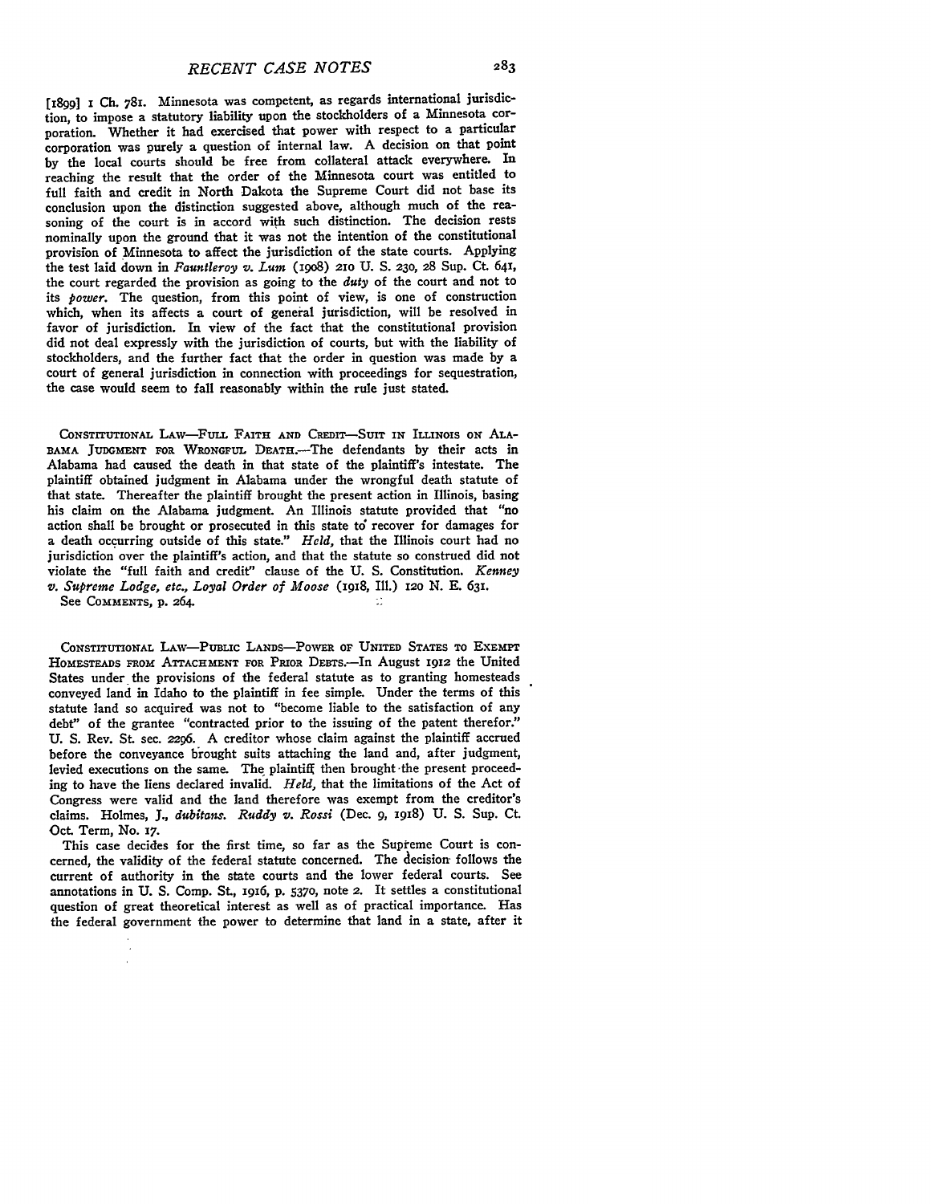[1899] 1 Ch. 781. Minnesota was competent, as regards international jurisdiction, to impose a statutory liability upon the stockholders of a Minnesota corporation. Whether it had exercised that power with respect to a particular corporation was purely a question of internal law. A decision on that point by the local courts should be free from collateral attack everywhere. In reaching the result that the order of the Minnesota court was entitled to full faith and credit in North Dakota the Supreme Court did not base its conclusion upon the distinction suggested above, although much of the reasoning of the court is in accord with such distinction. The decision rests nominally upon the ground that it was not the intention of the constitutional provision of Minnesota to affect the jurisdiction of the state courts. Applying the test laid down in *Fauntleroy v. Lum* (1908) 210 U. S. 230, 28 Sup. Ct. 641, the court regarded the provision as going to the *duty* of the court and not to its *power*. The question, from this point of view, is one of construction which, when its affects a court of general jurisdiction, will be resolved in favor of jurisdiction. In view of the fact that the constitutional provision did not deal expressly with the jurisdiction of courts, but with the liability of stockholders, and the further fact that the order in question was made by a court of general jurisdiction in connection with proceedings for sequestration, the case would seem to fall reasonably within the rule just stated.

CONSTITUTIONAL LAW—FULL FAITH AND CREDIT—SUIT IN ILLINOIS ON ALABAMA JUDGMENT FOR WRONGFUL DEATH.—The defendants by their acts in Alabama had caused the death in that state of the plaintiff's intestate. The plaintiff obtained judgment in Alabama under the wrongful death statute of that state. Thereafter the plaintiff brought the present action in Illinois, basing his claim on the Alabama judgment. An Illinois statute provided that "no action shall be brought or prosecuted in this state to recover for damages for a death occurring outside of this state." *Held*, that the Illinois court had no jurisdiction over the plaintiff's action, and that the statute so construed did not violate the "full faith and credit" clause of the U. S. Constitution. *Kenney v. Supreme Lodge, etc., Loyal Order of Moose* (1918, Ill.) 120 N. E. 631.

See COMMENTS, p. 264.

CONSTITUTIONAL LAW—PUBLIC LANDS—POWER OF UNITED STATES TO EXEMPT HOMESTEADS FROM ATTACHMENT FOR PRIOR DEBTS.—In August 1912 the United States under the provisions of the federal statute as to granting homesteads conveyed land in Idaho to the plaintiff in fee simple. Under the terms of this statute land so acquired was not to "become liable to the satisfaction of any debt" of the grantee "contracted prior to the issuing of the patent therefor." U. S. Rev. St. sec. 2296. A creditor whose claim against the plaintiff accrued before the conveyance brought suits attaching the land and, after judgment, levied executions on the same. The plaintiff then brought the present proceeding to have the liens declared invalid. *Held*, that the limitations of the Act of Congress were valid and the land therefore was exempt from the creditor's claims. Holmes, J., *dubitans*. *Ruddy v. Rossi* (Dec. 9, 1918) U. S. Sup. Ct. Oct. Term, No. 17.

This case decides for the first time, so far as the Supreme Court is concerned, the validity of the federal statute concerned. The decision follows the current of authority in the state courts and the lower federal courts. See annotations in U. S. Comp. St., 1916, p. 5370, note 2. It settles a constitutional question of great theoretical interest as well as of practical importance. Has the federal government the power to determine that land in a state, after it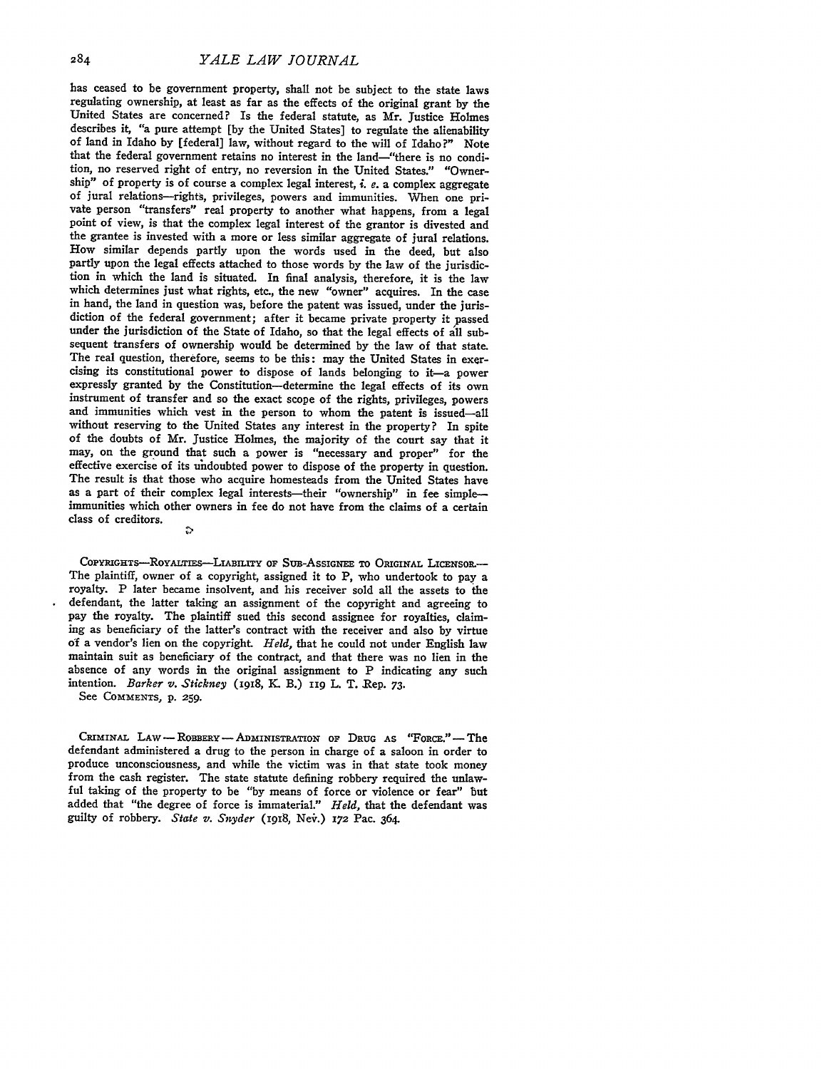has ceased to be government property, shall not be subject to the state laws regulating ownership, at least as far as the effects of the original grant by the United States are concerned? Is the federal statute, as Mr. Justice Holmes describes it, "a pure attempt [by the United States] to regulate the alienability of land in Idaho by [federal] law, without regard to the will of Idaho?" Note that the federal government retains no interest in the land—"there is no condition, no reserved right of entry, no reversion in the United States." "Ownership" of property is of course a complex legal interest, *i. e.* a complex aggregate of jural relations—rights, privileges, powers and immunities. When one private person "transfers" real property to another what happens, from a legal point of view, is that the complex legal interest of the grantor is divested and the grantee is invested with a more or less similar aggregate of jural relations. How similar depends partly upon the words used in the deed, but also partly upon the legal effects attached to those words by the law of the jurisdiction in which the land is situated. In final analysis, therefore, it is the law which determines just what rights, etc., the new "owner" acquires. In the case in hand, the land in question was, before the patent was issued, under the jurisdiction of the federal government; after it became private property it passed under the jurisdiction of the State of Idaho, so that the legal effects of all subsequent transfers of ownership would be determined by the law of that state. The real question, therefore, seems to be this: may the United States in exercising its constitutional power to dispose of lands belonging to it—a power expressly granted by the Constitution—determine the legal effects of its own instrument of transfer and so the exact scope of the rights, privileges, powers and immunities which vest in the person to whom the patent is issued—all without reserving to the United States any interest in the property? In spite of the doubts of Mr. Justice Holmes, the majority of the court say that it may, on the ground that such a power is "necessary and proper" for the effective exercise of its undoubted power to dispose of the property in question. The result is that those who acquire homesteads from the United States have as a part of their complex legal interests—their "ownership" in fee simple—immunities which other owners in fee do not have from the claims of a certain class of creditors.

COPYRIGHTS—ROYALTIES—LIABILITY OF SUB-ASSIGNEE TO ORIGINAL LICENSOR.—The plaintiff, owner of a copyright, assigned it to P, who undertook to pay a royalty. P later became insolvent, and his receiver sold all the assets to the defendant, the latter taking an assignment of the copyright and agreeing to pay the royalty. The plaintiff sued this second assignee for royalties, claiming as beneficiary of the latter's contract with the receiver and also by virtue of a vendor's lien on the copyright. *Held*, that he could not under English law maintain suit as beneficiary of the contract, and that there was no lien in the absence of any words in the original assignment to P indicating any such intention. *Barker v. Stickney* (1918, K. B.) 119 L. T. Rep. 73.

See COMMENTS, p. 259.

CRIMINAL LAW—ROBBERY—ADMINISTRATION OF DRUG AS "FORCE."—The defendant administered a drug to the person in charge of a saloon in order to produce unconsciousness, and while the victim was in that state took money from the cash register. The state statute defining robbery required the unlawful taking of the property to be "by means of force or violence or fear" but added that "the degree of force is immaterial." *Held*, that the defendant was guilty of robbery. *State v. Snyder* (1918, Nev.) 172 Pac. 364.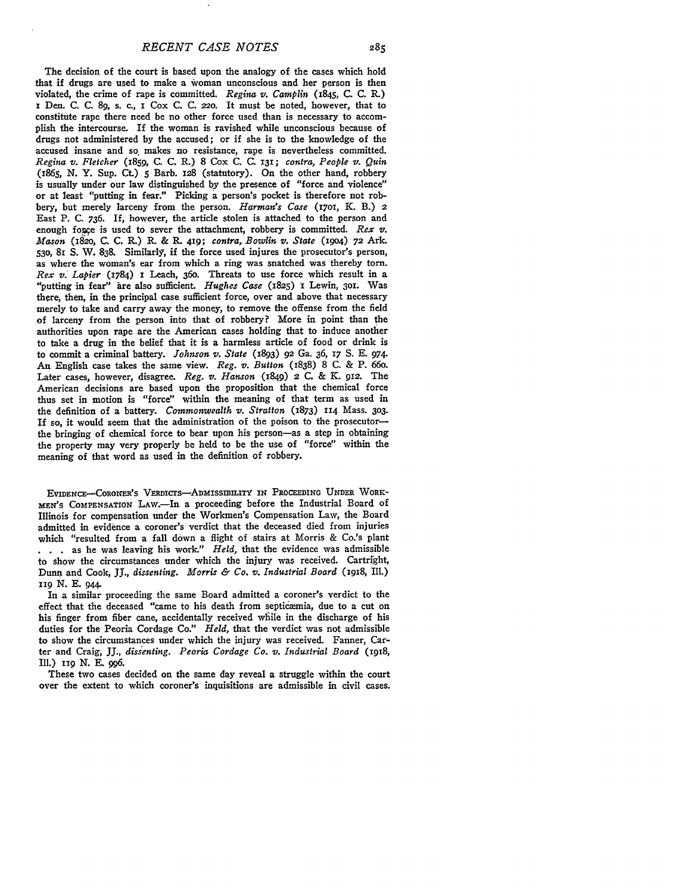The decision of the court is based upon the analogy of the cases which hold that if drugs are used to make a woman unconscious and her person is then violated, the crime of rape is committed. *Regina v. Camplin* (1845, C. C. R.) 1 Den. C. C. 89, s. c., 1 Cox C. C. 220. It must be noted, however, that to constitute rape there need be no other force used than is necessary to accomplish the intercourse. If the woman is ravished while unconscious because of drugs not administered by the accused; or if she is to the knowledge of the accused insane and so makes no resistance, rape is nevertheless committed. *Regina v. Fletcher* (1859, C. C. R.) 8 Cox C. C. 131; *contra, People v. Quin* (1865, N. Y. Sup. Ct.) 5 Barb. 128 (statutory). On the other hand, robbery is usually under our law distinguished by the presence of "force and violence" or at least "putting in fear." Picking a person's pocket is therefore not robbery, but merely larceny from the person. *Harman's Case* (1701, K. B.) 2 East P. C. 736. If, however, the article stolen is attached to the person and enough force is used to sever the attachment, robbery is committed. *Rex v. Mason* (1820, C. C. R.) R. & R. 419; *contra, Bowlin v. State* (1904) 72 Ark. 530, 81 S. W. 838. Similarly, if the force used injures the prosecutor's person, as where the woman's ear from which a ring was snatched was thereby torn. *Rex v. Lapier* (1784) 1 Leach, 360. Threats to use force which result in a "putting in fear" are also sufficient. *Hughes Case* (1825) 1 Lewin, 301. Was there, then, in the principal case sufficient force, over and above that necessary merely to take and carry away the money, to remove the offense from the field of larceny from the person into that of robbery? More in point than the authorities upon rape are the American cases holding that to induce another to take a drug in the belief that it is a harmless article of food or drink is to commit a criminal battery. *Johnson v. State* (1893) 92 Ga. 36, 17 S. E. 974. An English case takes the same view. *Reg. v. Button* (1838) 8 C. & P. 660. Later cases, however, disagree. *Reg. v. Hanson* (1849) 2 C. & K. 912. The American decisions are based upon the proposition that the chemical force thus set in motion is "force" within the meaning of that term as used in the definition of a battery. *Commonwealth v. Stratton* (1873) 114 Mass. 303. If so, it would seem that the administration of the poison to the prosecutor—the bringing of chemical force to bear upon his person—as a step in obtaining the property may very properly be held to be the use of "force" within the meaning of that word as used in the definition of robbery.

EVIDENCE—CORONER'S VERDICTS—ADMISSIBILITY IN PROCEEDING UNDER WORKMEN'S COMPENSATION LAW.—In a proceeding before the Industrial Board of Illinois for compensation under the Workmen's Compensation Law, the Board admitted in evidence a coroner's verdict that the deceased died from injuries which "resulted from a fall down a flight of stairs at Morris & Co.'s plant . . . as he was leaving his work." *Held,* that the evidence was admissible to show the circumstances under which the injury was received. Cartright, Dunn and Cook, JJ., *dissenting. Morris & Co. v. Industrial Board* (1918, Ill.) 119 N. E. 944.

In a similar proceeding the same Board admitted a coroner's verdict to the effect that the deceased "came to his death from septicæmia, due to a cut on his finger from fiber cane, accidentally received while in the discharge of his duties for the Peoria Cordage Co." *Held,* that the verdict was not admissible to show the circumstances under which the injury was received. Fanner, Carter and Craig, JJ., *dissenting. Peoria Cordage Co. v. Industrial Board* (1918, Ill.) 119 N. E. 996.

These two cases decided on the same day reveal a struggle within the court over the extent to which coroner's inquisitions are admissible in civil cases.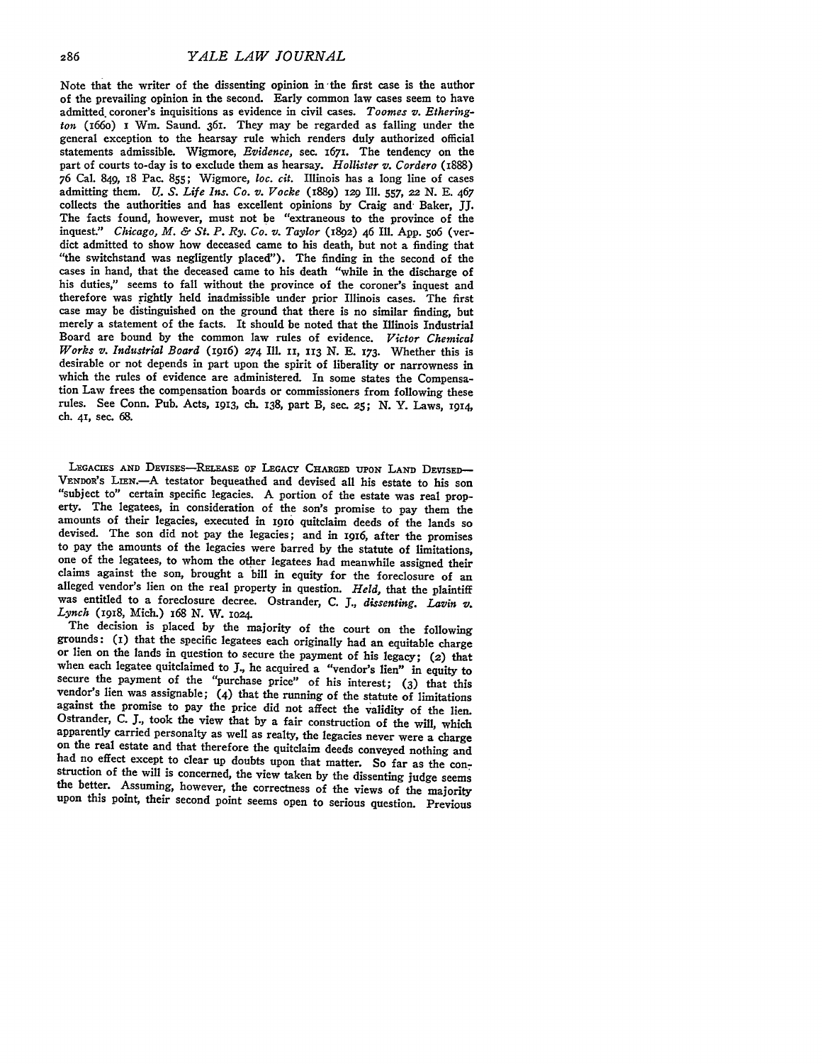Note that the writer of the dissenting opinion in the first case is the author of the prevailing opinion in the second. Early common law cases seem to have admitted coroner's inquisitions as evidence in civil cases. *Toomes v. Etherington* (1660) 1 Wm. Saund. 361. They may be regarded as falling under the general exception to the hearsay rule which renders duly authorized official statements admissible. Wigmore, *Evidence*, sec. 1671. The tendency on the part of courts to-day is to exclude them as hearsay. *Hollister v. Cordero* (1888) 76 Cal. 849, 18 Pac. 855; Wigmore, *loc. cit.* Illinois has a long line of cases admitting them. *U. S. Life Ins. Co. v. Vocke* (1889) 129 Ill. 557, 22 N. E. 467 collects the authorities and has excellent opinions by Craig and Baker, JJ. The facts found, however, must not be "extraneous to the province of the inquest." *Chicago, M. & St. P. Ry. Co. v. Taylor* (1892) 46 Ill. App. 506 (verdict admitted to show how deceased came to his death, but not a finding that "the switchstand was negligently placed"). The finding in the second of the cases in hand, that the deceased came to his death "while in the discharge of his duties," seems to fall without the province of the coroner's inquest and therefore was rightly held inadmissible under prior Illinois cases. The first case may be distinguished on the ground that there is no similar finding, but merely a statement of the facts. It should be noted that the Illinois Industrial Board are bound by the common law rules of evidence. *Victor Chemical Works v. Industrial Board* (1916) 274 Ill. 11, 113 N. E. 173. Whether this is desirable or not depends in part upon the spirit of liberality or narrowness in which the rules of evidence are administered. In some states the Compensation Law frees the compensation boards or commissioners from following these rules. See Conn. Pub. Acts, 1913, ch. 138, part B, sec. 25; N. Y. Laws, 1914, ch. 41, sec. 68.

LEGACIES AND DEVISES—RELEASE OF LEGACY CHARGED UPON LAND DEVISED—VENDOR'S LIEN.—A testator bequeathed and devised all his estate to his son "subject to" certain specific legacies. A portion of the estate was real property. The legatees, in consideration of the son's promise to pay them the amounts of their legacies, executed in 1910 quitclaim deeds of the lands so devised. The son did not pay the legacies; and in 1916, after the promises to pay the amounts of the legacies were barred by the statute of limitations, one of the legatees, to whom the other legatees had meanwhile assigned their claims against the son, brought a bill in equity for the foreclosure of an alleged vendor's lien on the real property in question. *Held,* that the plaintiff was entitled to a foreclosure decree. Ostrander, C. J., *dissenting*. *Lavin v. Lynch* (1918, Mich.) 168 N. W. 1024.

The decision is placed by the majority of the court on the following grounds: (1) that the specific legatees each originally had an equitable charge or lien on the lands in question to secure the payment of his legacy; (2) that when each legatee quitclaimed to J., he acquired a "vendor's lien" in equity to secure the payment of the "purchase price" of his interest; (3) that this vendor's lien was assignable; (4) that the running of the statute of limitations against the promise to pay the price did not affect the validity of the lien. Ostrander, C. J., took the view that by a fair construction of the will, which apparently carried personalty as well as realty, the legacies never were a charge on the real estate and that therefore the quitclaim deeds conveyed nothing and had no effect except to clear up doubts upon that matter. So far as the construction of the will is concerned, the view taken by the dissenting judge seems the better. Assuming, however, the correctness of the views of the majority upon this point, their second point seems open to serious question. Previous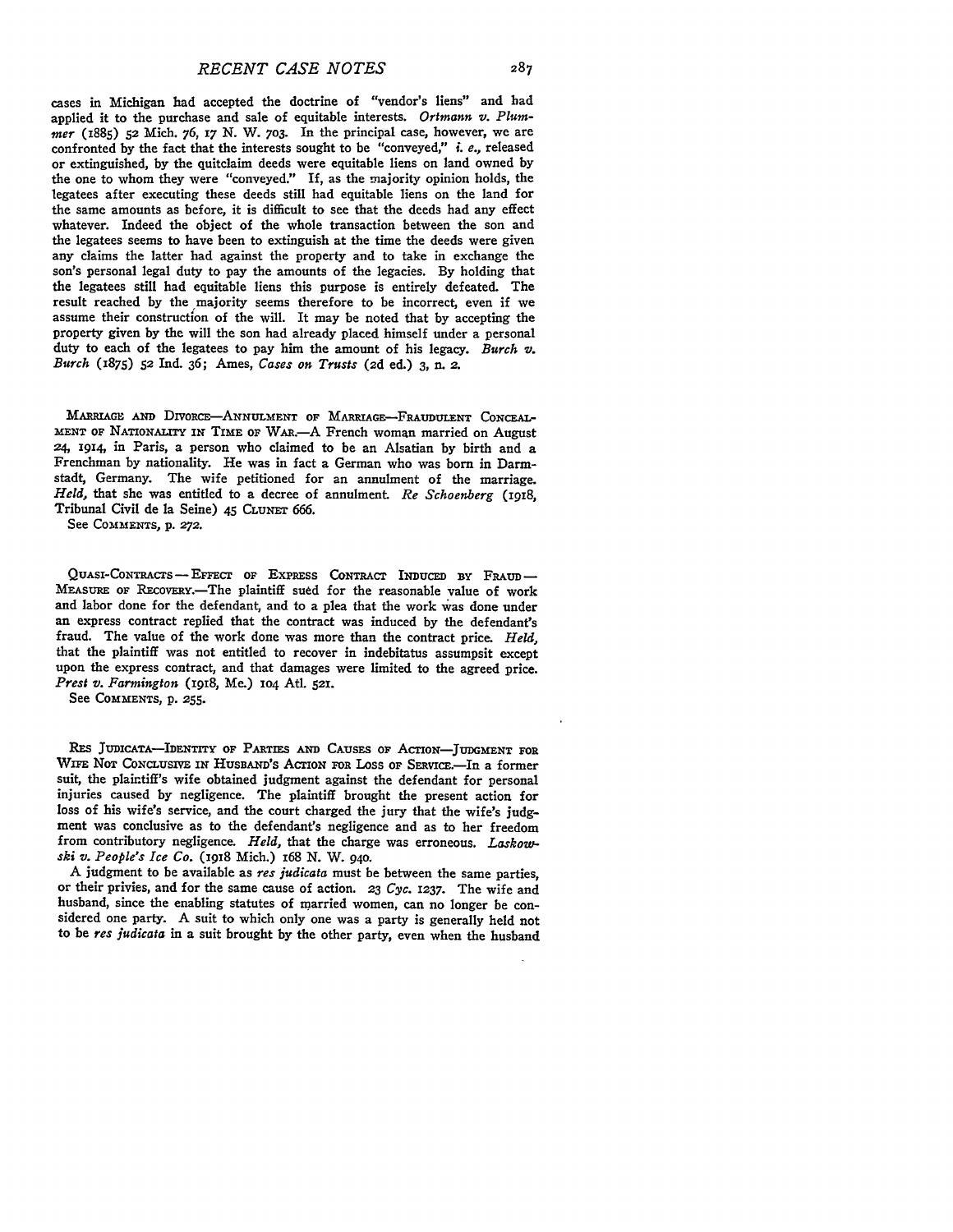cases in Michigan had accepted the doctrine of "vendor's liens" and had applied it to the purchase and sale of equitable interests. *Ortmann v. Plummer* (1885) 52 Mich. 76, 17 N. W. 703. In the principal case, however, we are confronted by the fact that the interests sought to be "conveyed," *i. e.,* released or extinguished, by the quitclaim deeds were equitable liens on land owned by the one to whom they were "conveyed." If, as the majority opinion holds, the legatees after executing these deeds still had equitable liens on the land for the same amounts as before, it is difficult to see that the deeds had any effect whatever. Indeed the object of the whole transaction between the son and the legatees seems to have been to extinguish at the time the deeds were given any claims the latter had against the property and to take in exchange the son's personal legal duty to pay the amounts of the legacies. By holding that the legatees still had equitable liens this purpose is entirely defeated. The result reached by the majority seems therefore to be incorrect, even if we assume their construction of the will. It may be noted that by accepting the property given by the will the son had already placed himself under a personal duty to each of the legatees to pay him the amount of his legacy. *Burch v. Burch* (1875) 52 Ind. 36; Ames, *Cases on Trusts* (2d ed.) 3, n. 2.

Marriage and Divorce—Annulment of Marriage—Fraudulent Concealment of Nationality in Time of War.—A French woman married on August 24, 1914, in Paris, a person who claimed to be an Alsatian by birth and a Frenchman by nationality. He was in fact a German who was born in Darmstadt, Germany. The wife petitioned for an annulment of the marriage. *Held,* that she was entitled to a decree of annulment. *Re Schoenberg* (1918, Tribunal Civil de la Seine) 45 Clunet 666.

See Comments, p. 272.

Quasi-Contracts — Effect of Express Contract Induced by Fraud — Measure of Recovery.—The plaintiff sued for the reasonable value of work and labor done for the defendant, and to a plea that the work was done under an express contract replied that the contract was induced by the defendant's fraud. The value of the work done was more than the contract price. *Held,* that the plaintiff was not entitled to recover in indebitatus assumpsit except upon the express contract, and that damages were limited to the agreed price. *Prest v. Farmington* (1918, Me.) 104 Atl. 521.

See Comments, p. 255.

Res Judicata—Identity of Parties and Causes of Action—Judgment for Wife Not Conclusive in Husband's Action for Loss of Service.—In a former suit, the plaintiff's wife obtained judgment against the defendant for personal injuries caused by negligence. The plaintiff brought the present action for loss of his wife's service, and the court charged the jury that the wife's judgment was conclusive as to the defendant's negligence and as to her freedom from contributory negligence. *Held,* that the charge was erroneous. *Laskowski v. People's Ice Co.* (1918 Mich.) 168 N. W. 940.

A judgment to be available as *res judicata* must be between the same parties, or their privies, and for the same cause of action. 23 *Cyc.* 1237. The wife and husband, since the enabling statutes of married women, can no longer be considered one party. A suit to which only one was a party is generally held not to be *res judicata* in a suit brought by the other party, even when the husband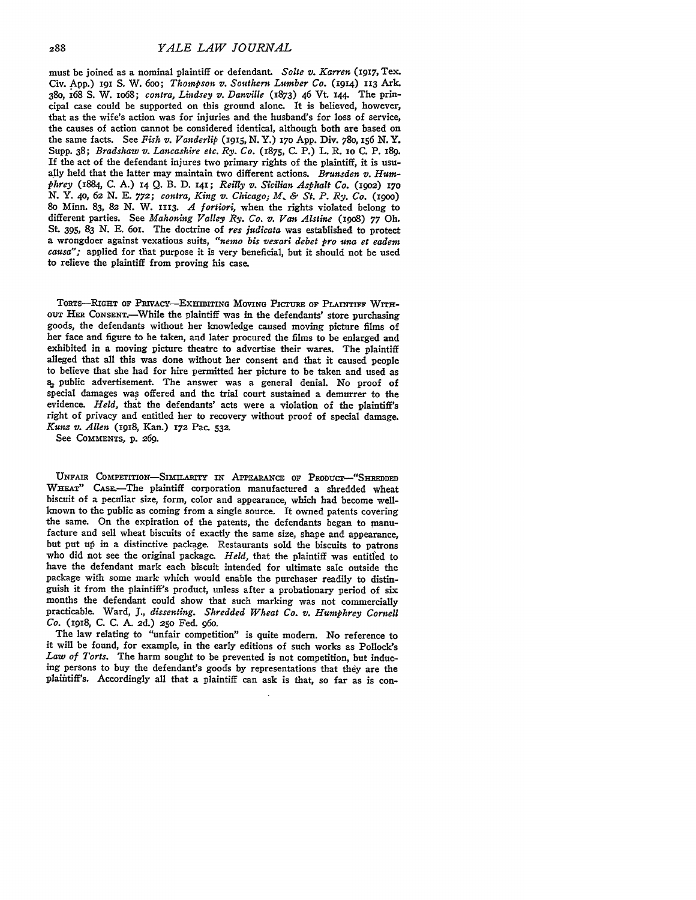must be joined as a nominal plaintiff or defendant. *Solte v. Karren* (1917, Tex. Civ. App.) 191 S. W. 600; *Thompson v. Southern Lumber Co.* (1914) 113 Ark. 380, 168 S. W. 1068; *contra, Lindsey v. Danville* (1873) 46 Vt. 144. The principal case could be supported on this ground alone. It is believed, however, that as the wife's action was for injuries and the husband's for loss of service, the causes of action cannot be considered identical, although both are based on the same facts. See *Fish v. Vanderlip* (1915, N. Y.) 170 App. Div. 780, 156 N. Y. Supp. 38; *Bradshaw v. Lancashire etc. Ry. Co.* (1875, C. P.) L. R. 10 C. P. 189. If the act of the defendant injures two primary rights of the plaintiff, it is usually held that the latter may maintain two different actions. *Brunsden v. Humphrey* (1884, C. A.) 14 Q. B. D. 141; *Reilly v. Sicilian Asphalt Co.* (1902) 170 N. Y. 40, 62 N. E. 772; *contra, King v. Chicago; M. & St. P. Ry. Co.* (1900) 80 Minn. 83, 82 N. W. 1113. *A fortiori*, when the rights violated belong to different parties. See *Mahoning Valley Ry. Co. v. Van Alstine* (1908) 77 Oh. St. 395, 83 N. E. 601. The doctrine of *res judicata* was established to protect a wrongdoer against vexatious suits, *"nemo bis vexari debet pro una et eadem causa"*; applied for that purpose it is very beneficial, but it should not be used to relieve the plaintiff from proving his case.

TORTS—RIGHT OF PRIVACY—EXHIBITING MOVING PICTURE OF PLAINTIFF WITHOUT HER CONSENT.—While the plaintiff was in the defendants' store purchasing goods, the defendants without her knowledge caused moving picture films of her face and figure to be taken, and later procured the films to be enlarged and exhibited in a moving picture theatre to advertise their wares. The plaintiff alleged that all this was done without her consent and that it caused people to believe that she had for hire permitted her picture to be taken and used as a public advertisement. The answer was a general denial. No proof of special damages was offered and the trial court sustained a demurrer to the evidence. *Held*, that the defendants' acts were a violation of the plaintiff's right of privacy and entitled her to recovery without proof of special damage. *Kunz v. Allen* (1918, Kan.) 172 Pac. 532.

See COMMENTS, p. 269.

UNFAIR COMPETITION—SIMILARITY IN APPEARANCE OF PRODUCT—"SHREDDED WHEAT" CASE.—The plaintiff corporation manufactured a shredded wheat biscuit of a peculiar size, form, color and appearance, which had become well-known to the public as coming from a single source. It owned patents covering the same. On the expiration of the patents, the defendants began to manufacture and sell wheat biscuits of exactly the same size, shape and appearance, but put up in a distinctive package. Restaurants sold the biscuits to patrons who did not see the original package. *Held*, that the plaintiff was entitled to have the defendant mark each biscuit intended for ultimate sale outside the package with some mark which would enable the purchaser readily to distinguish it from the plaintiff's product, unless after a probationary period of six months the defendant could show that such marking was not commercially practicable. Ward, J., *dissenting*. *Shredded Wheat Co. v. Humphrey Cornell Co.* (1918, C. C. A. 2d.) 250 Fed. 960.

The law relating to "unfair competition" is quite modern. No reference to it will be found, for example, in the early editions of such works as Pollock's *Law of Torts*. The harm sought to be prevented is not competition, but inducing persons to buy the defendant's goods by representations that they are the plaintiff's. Accordingly all that a plaintiff can ask is that, so far as is con-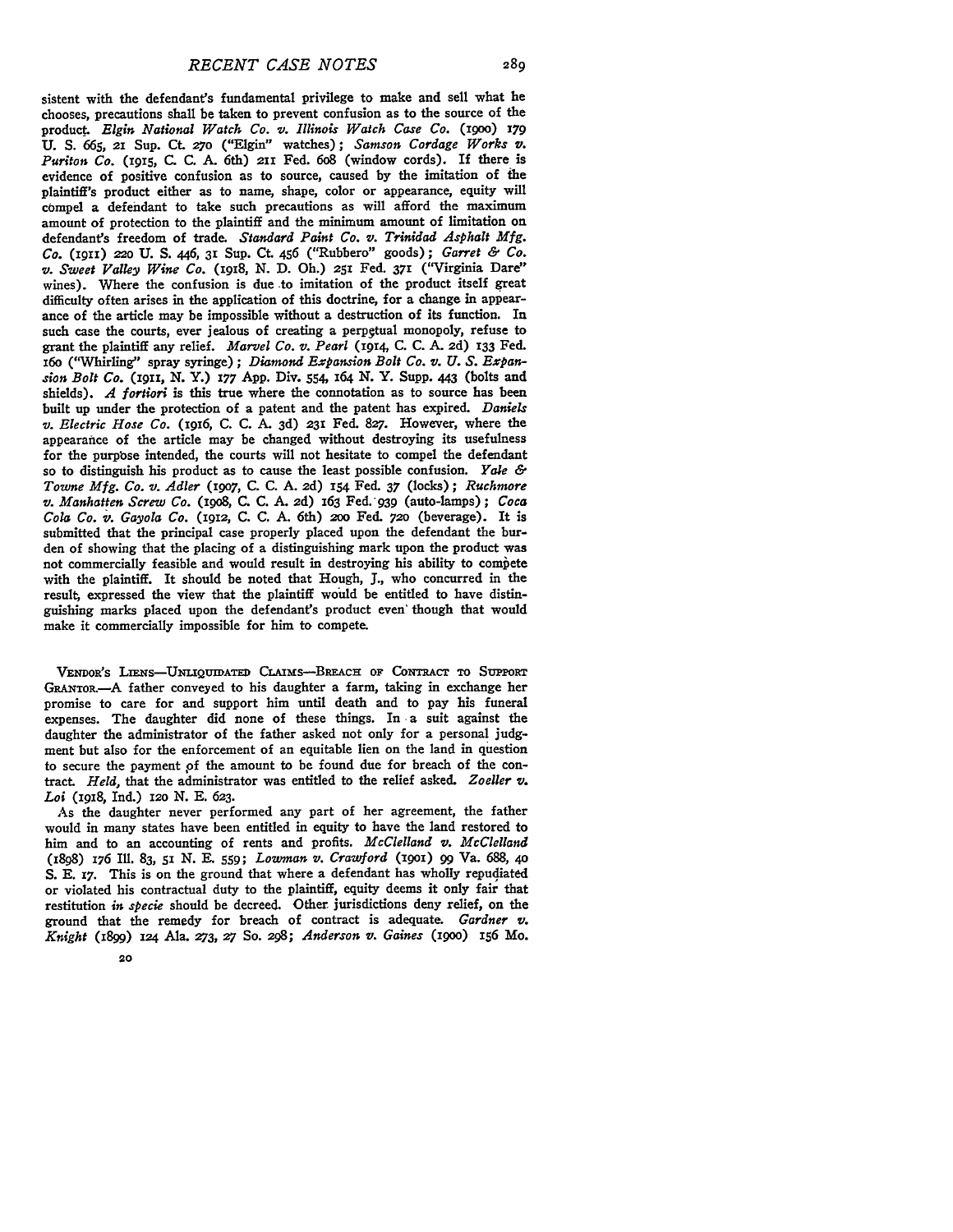sistent with the defendant's fundamental privilege to make and sell what he chooses, precautions shall be taken to prevent confusion as to the source of the product. *Elgin National Watch Co. v. Illinois Watch Case Co.* (1900) 179 U. S. 665, 21 Sup. Ct. 270 ("Elgin" watches); *Samson Cordage Works v. Puriton Co.* (1915, C. C. A. 6th) 211 Fed. 608 (window cords). If there is evidence of positive confusion as to source, caused by the imitation of the plaintiff's product either as to name, shape, color or appearance, equity will compel a defendant to take such precautions as will afford the maximum amount of protection to the plaintiff and the minimum amount of limitation on defendant's freedom of trade. *Standard Paint Co. v. Trinidad Asphalt Mfg. Co.* (1911) 220 U. S. 446, 31 Sup. Ct. 456 ("Rubbero" goods); *Garret & Co. v. Sweet Valley Wine Co.* (1918, N. D. Oh.) 251 Fed. 371 ("Virginia Dare" wines). Where the confusion is due to imitation of the product itself great difficulty often arises in the application of this doctrine, for a change in appearance of the article may be impossible without a destruction of its function. In such case the courts, ever jealous of creating a perpetual monopoly, refuse to grant the plaintiff any relief. *Marvel Co. v. Pearl* (1914, C. C. A. 2d) 133 Fed. 160 ("Whirling" spray syringe); *Diamond Expansion Bolt Co. v. U. S. Expansion Bolt Co.* (1911, N. Y.) 177 App. Div. 554, 164 N. Y. Supp. 443 (bolts and shields). *A fortiori* is this true where the connotation as to source has been built up under the protection of a patent and the patent has expired. *Daniels v. Electric Hose Co.* (1916, C. C. A. 3d) 231 Fed. 827. However, where the appearance of the article may be changed without destroying its usefulness for the purpose intended, the courts will not hesitate to compel the defendant so to distinguish his product as to cause the least possible confusion. *Yale & Towne Mfg. Co. v. Adler* (1907, C. C. A. 2d) 154 Fed. 37 (locks); *Ruchmore v. Manhatten Screw Co.* (1908, C. C. A. 2d) 163 Fed. 939 (auto-lamps); *Coca Cola Co. v. Gayola Co.* (1912, C. C. A. 6th) 200 Fed. 720 (beverage). It is submitted that the principal case properly placed upon the defendant the burden of showing that the placing of a distinguishing mark upon the product was not commercially feasible and would result in destroying his ability to compete with the plaintiff. It should be noted that Hough, J., who concurred in the result, expressed the view that the plaintiff would be entitled to have distinguishing marks placed upon the defendant's product even though that would make it commercially impossible for him to compete.

VENDOR'S LIENS—UNLIQUIDATED CLAIMS—BREACH OF CONTRACT TO SUPPORT GRANTOR.—A father conveyed to his daughter a farm, taking in exchange her promise to care for and support him until death and to pay his funeral expenses. The daughter did none of these things. In a suit against the daughter the administrator of the father asked not only for a personal judgment but also for the enforcement of an equitable lien on the land in question to secure the payment of the amount to be found due for breach of the contract. *Held,* that the administrator was entitled to the relief asked. *Zoeller v. Loi* (1918, Ind.) 120 N. E. 623.

As the daughter never performed any part of her agreement, the father would in many states have been entitled in equity to have the land restored to him and to an accounting of rents and profits. *McClelland v. McClelland* (1898) 176 Ill. 83, 51 N. E. 559; *Lowman v. Crawford* (1901) 99 Va. 688, 40 S. E. 17. This is on the ground that where a defendant has wholly repudiated or violated his contractual duty to the plaintiff, equity deems it only fair that restitution *in specie* should be decreed. Other jurisdictions deny relief, on the ground that the remedy for breach of contract is adequate. *Gardner v. Knight* (1899) 124 Ala. 273, 27 So. 298; *Anderson v. Gaines* (1900) 156 Mo.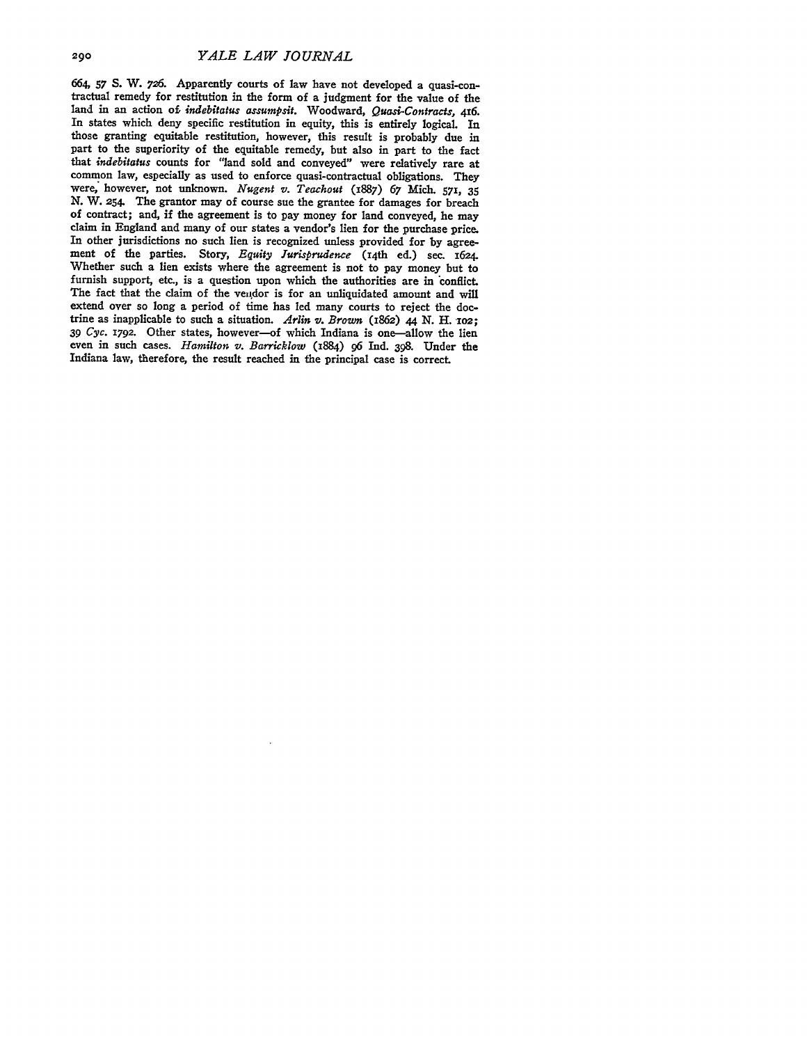664, 57 S. W. 726. Apparently courts of law have not developed a quasi-contractual remedy for restitution in the form of a judgment for the value of the land in an action of *indebitatus assumpsit*. Woodward, *Quasi-Contracts*, 416. In states which deny specific restitution in equity, this is entirely logical. In those granting equitable restitution, however, this result is probably due in part to the superiority of the equitable remedy, but also in part to the fact that *indebitatus* counts for "land sold and conveyed" were relatively rare at common law, especially as used to enforce quasi-contractual obligations. They were, however, not unknown. *Nugent v. Teachout* (1887) 67 Mich. 571, 35 N. W. 254. The grantor may of course sue the grantee for damages for breach of contract; and, if the agreement is to pay money for land conveyed, he may claim in England and many of our states a vendor's lien for the purchase price. In other jurisdictions no such lien is recognized unless provided for by agreement of the parties. Story, *Equity Jurisprudence* (14th ed.) sec. 1624. Whether such a lien exists where the agreement is not to pay money but to furnish support, etc., is a question upon which the authorities are in conflict. The fact that the claim of the vendor is for an unliquidated amount and will extend over so long a period of time has led many courts to reject the doctrine as inapplicable to such a situation. *Arlin v. Brown* (1862) 44 N. H. 102; 39 *Cyc.* 1792. Other states, however—of which Indiana is one—allow the lien even in such cases. *Hamilton v. Barricklow* (1884) 96 Ind. 398. Under the Indiana law, therefore, the result reached in the principal case is correct.